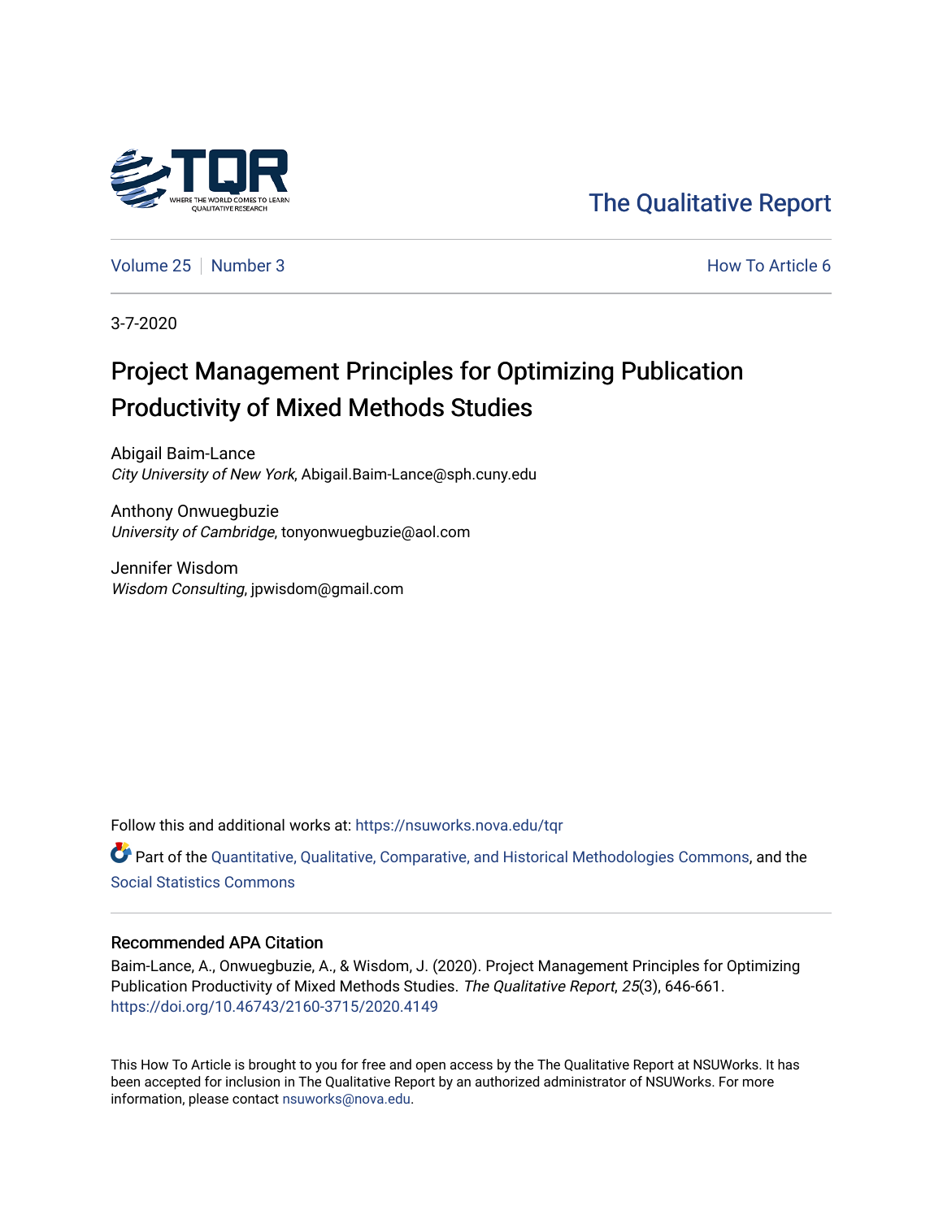The Qualitative Report

Volume 25 | Number 3 How To Article 6

3-7-2020

# Project Management Principles for Optimizing Publication Productivity of Mixed Methods Studies

Abigail Baim-Lance
*City University of New York*, Abigail.Baim-Lance@sph.cuny.edu

Anthony Onwuegbuzie
*University of Cambridge*, tonyonwuegbuzie@aol.com

Jennifer Wisdom
*Wisdom Consulting*, jpwisdom@gmail.com

Follow this and additional works at: https://nsuworks.nova.edu/tqr

Part of the Quantitative, Qualitative, Comparative, and Historical Methodologies Commons, and the Social Statistics Commons

## Recommended APA Citation

Baim-Lance, A., Onwuegbuzie, A., & Wisdom, J. (2020). Project Management Principles for Optimizing Publication Productivity of Mixed Methods Studies. *The Qualitative Report*, *25*(3), 646-661. https://doi.org/10.46743/2160-3715/2020.4149

This How To Article is brought to you for free and open access by the The Qualitative Report at NSUWorks. It has been accepted for inclusion in The Qualitative Report by an authorized administrator of NSUWorks. For more information, please contact nsuworks@nova.edu.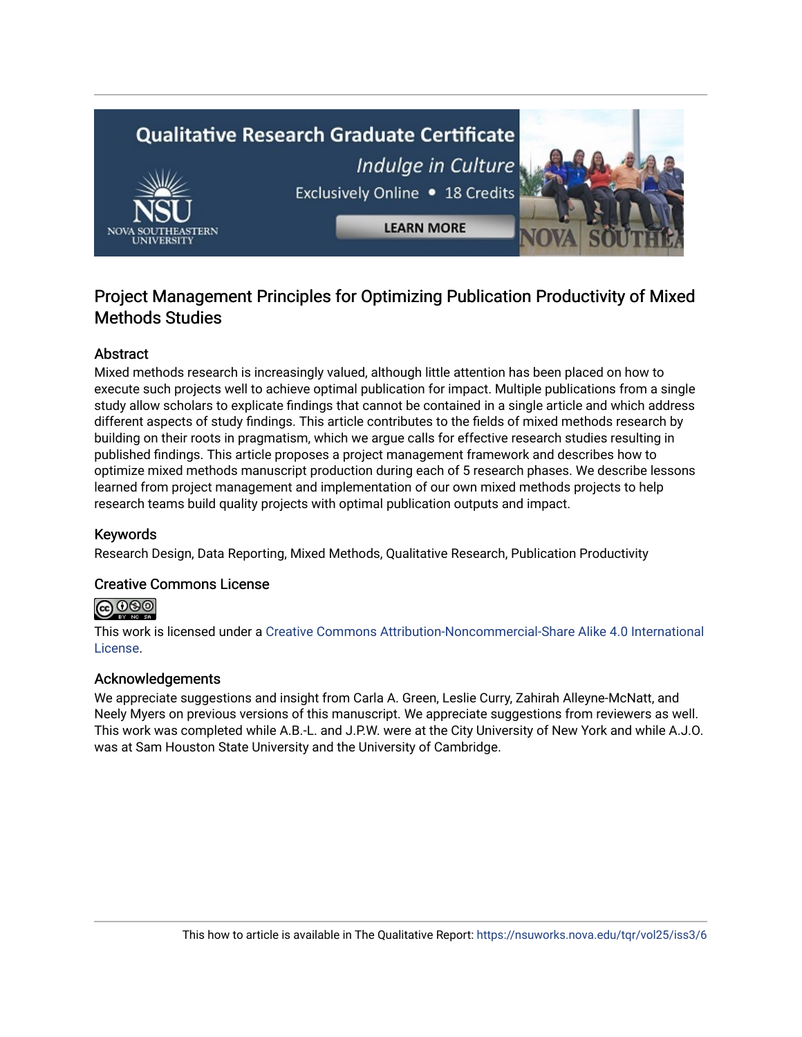# Project Management Principles for Optimizing Publication Productivity of Mixed Methods Studies

## Abstract

Mixed methods research is increasingly valued, although little attention has been placed on how to execute such projects well to achieve optimal publication for impact. Multiple publications from a single study allow scholars to explicate findings that cannot be contained in a single article and which address different aspects of study findings. This article contributes to the fields of mixed methods research by building on their roots in pragmatism, which we argue calls for effective research studies resulting in published findings. This article proposes a project management framework and describes how to optimize mixed methods manuscript production during each of 5 research phases. We describe lessons learned from project management and implementation of our own mixed methods projects to help research teams build quality projects with optimal publication outputs and impact.

## Keywords

Research Design, Data Reporting, Mixed Methods, Qualitative Research, Publication Productivity

## Creative Commons License

This work is licensed under a Creative Commons Attribution-Noncommercial-Share Alike 4.0 International License.

## Acknowledgements

We appreciate suggestions and insight from Carla A. Green, Leslie Curry, Zahirah Alleyne-McNatt, and Neely Myers on previous versions of this manuscript. We appreciate suggestions from reviewers as well. This work was completed while A.B.-L. and J.P.W. were at the City University of New York and while A.J.O. was at Sam Houston State University and the University of Cambridge.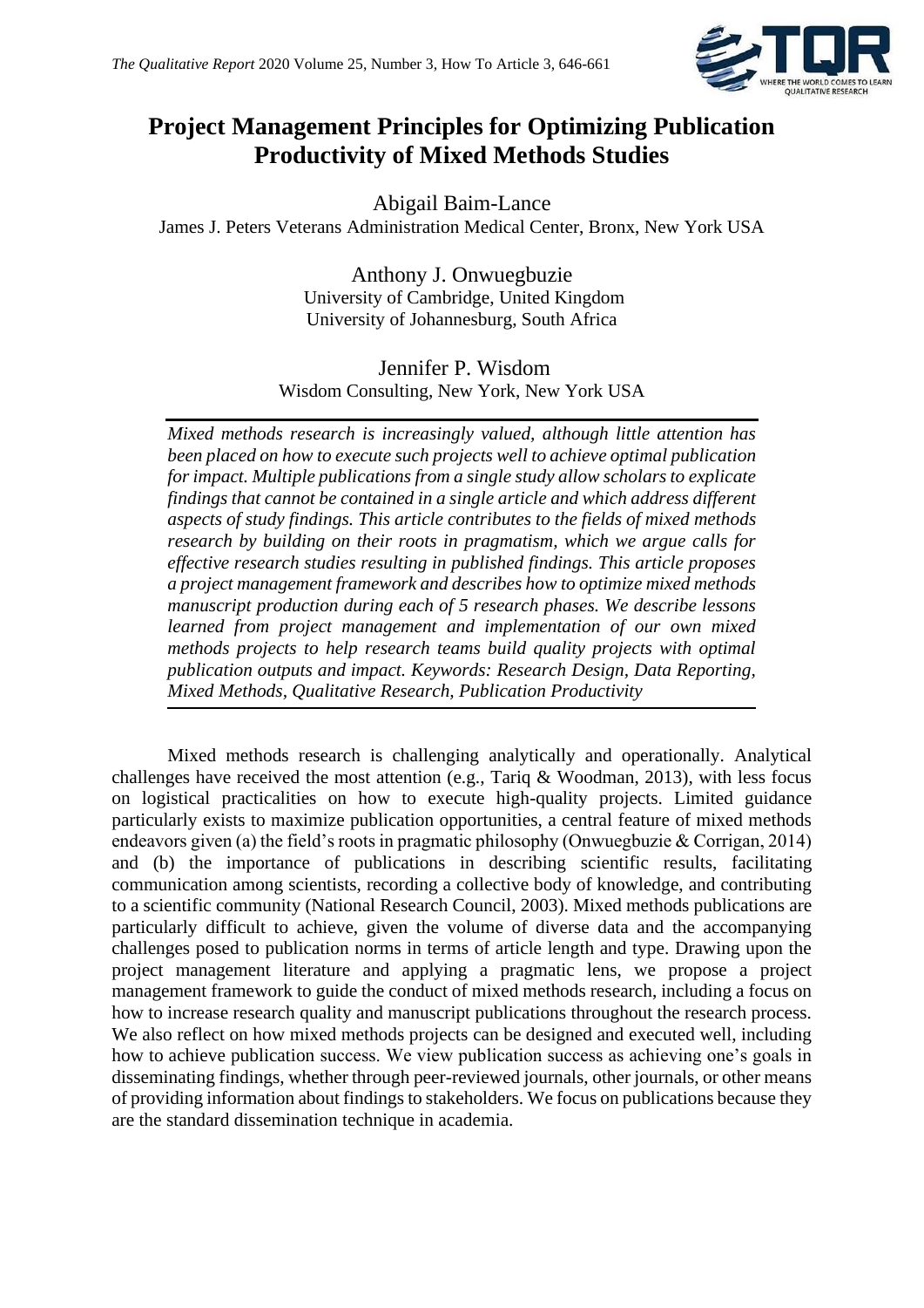# Project Management Principles for Optimizing Publication Productivity of Mixed Methods Studies

Abigail Baim-Lance
James J. Peters Veterans Administration Medical Center, Bronx, New York USA

Anthony J. Onwuegbuzie
University of Cambridge, United Kingdom
University of Johannesburg, South Africa

Jennifer P. Wisdom
Wisdom Consulting, New York, New York USA

*Mixed methods research is increasingly valued, although little attention has been placed on how to execute such projects well to achieve optimal publication for impact. Multiple publications from a single study allow scholars to explicate findings that cannot be contained in a single article and which address different aspects of study findings. This article contributes to the fields of mixed methods research by building on their roots in pragmatism, which we argue calls for effective research studies resulting in published findings. This article proposes a project management framework and describes how to optimize mixed methods manuscript production during each of 5 research phases. We describe lessons learned from project management and implementation of our own mixed methods projects to help research teams build quality projects with optimal publication outputs and impact. Keywords: Research Design, Data Reporting, Mixed Methods, Qualitative Research, Publication Productivity*

Mixed methods research is challenging analytically and operationally. Analytical challenges have received the most attention (e.g., Tariq & Woodman, 2013), with less focus on logistical practicalities on how to execute high-quality projects. Limited guidance particularly exists to maximize publication opportunities, a central feature of mixed methods endeavors given (a) the field's roots in pragmatic philosophy (Onwuegbuzie & Corrigan, 2014) and (b) the importance of publications in describing scientific results, facilitating communication among scientists, recording a collective body of knowledge, and contributing to a scientific community (National Research Council, 2003). Mixed methods publications are particularly difficult to achieve, given the volume of diverse data and the accompanying challenges posed to publication norms in terms of article length and type. Drawing upon the project management literature and applying a pragmatic lens, we propose a project management framework to guide the conduct of mixed methods research, including a focus on how to increase research quality and manuscript publications throughout the research process. We also reflect on how mixed methods projects can be designed and executed well, including how to achieve publication success. We view publication success as achieving one's goals in disseminating findings, whether through peer-reviewed journals, other journals, or other means of providing information about findings to stakeholders. We focus on publications because they are the standard dissemination technique in academia.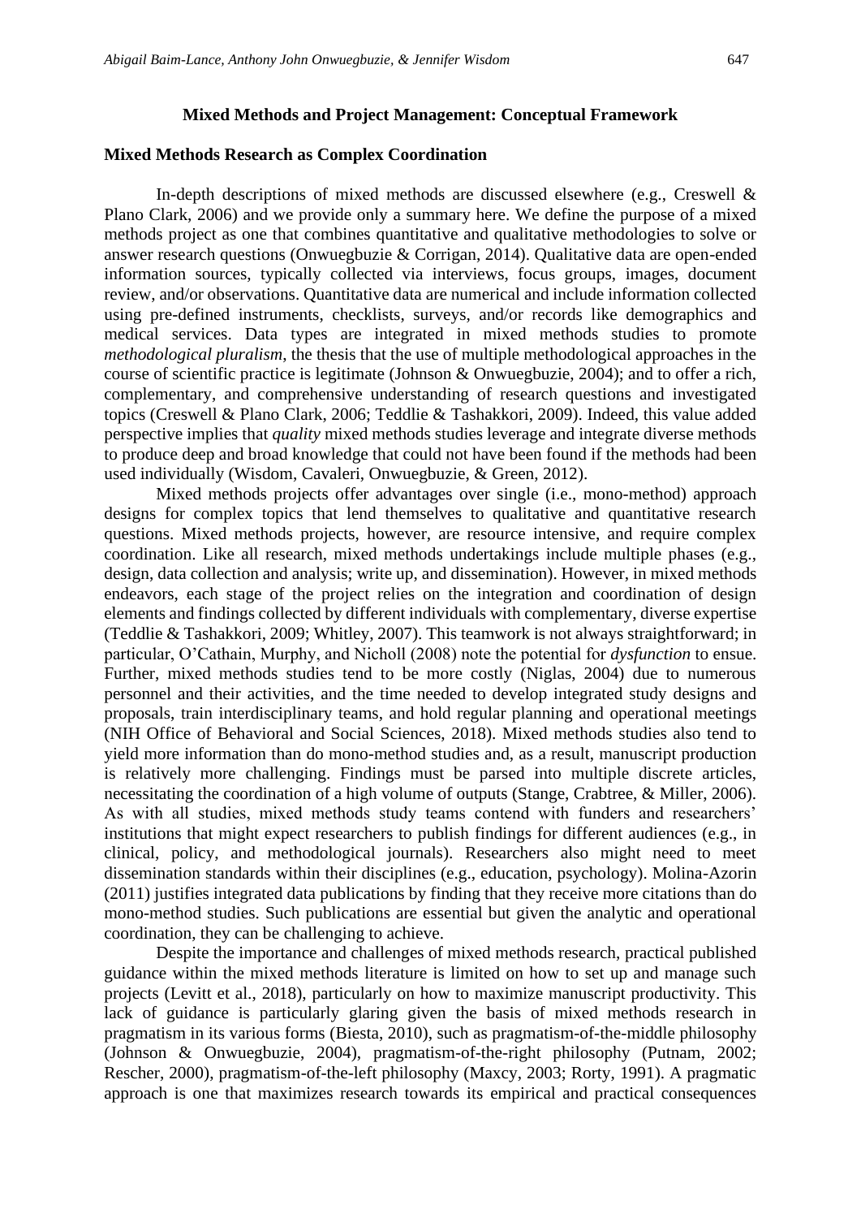## Mixed Methods and Project Management: Conceptual Framework

### Mixed Methods Research as Complex Coordination

In-depth descriptions of mixed methods are discussed elsewhere (e.g., Creswell & Plano Clark, 2006) and we provide only a summary here. We define the purpose of a mixed methods project as one that combines quantitative and qualitative methodologies to solve or answer research questions (Onwuegbuzie & Corrigan, 2014). Qualitative data are open-ended information sources, typically collected via interviews, focus groups, images, document review, and/or observations. Quantitative data are numerical and include information collected using pre-defined instruments, checklists, surveys, and/or records like demographics and medical services. Data types are integrated in mixed methods studies to promote *methodological pluralism*, the thesis that the use of multiple methodological approaches in the course of scientific practice is legitimate (Johnson & Onwuegbuzie, 2004); and to offer a rich, complementary, and comprehensive understanding of research questions and investigated topics (Creswell & Plano Clark, 2006; Teddlie & Tashakkori, 2009). Indeed, this value added perspective implies that *quality* mixed methods studies leverage and integrate diverse methods to produce deep and broad knowledge that could not have been found if the methods had been used individually (Wisdom, Cavaleri, Onwuegbuzie, & Green, 2012).

Mixed methods projects offer advantages over single (i.e., mono-method) approach designs for complex topics that lend themselves to qualitative and quantitative research questions. Mixed methods projects, however, are resource intensive, and require complex coordination. Like all research, mixed methods undertakings include multiple phases (e.g., design, data collection and analysis; write up, and dissemination). However, in mixed methods endeavors, each stage of the project relies on the integration and coordination of design elements and findings collected by different individuals with complementary, diverse expertise (Teddlie & Tashakkori, 2009; Whitley, 2007). This teamwork is not always straightforward; in particular, O'Cathain, Murphy, and Nicholl (2008) note the potential for *dysfunction* to ensue. Further, mixed methods studies tend to be more costly (Niglas, 2004) due to numerous personnel and their activities, and the time needed to develop integrated study designs and proposals, train interdisciplinary teams, and hold regular planning and operational meetings (NIH Office of Behavioral and Social Sciences, 2018). Mixed methods studies also tend to yield more information than do mono-method studies and, as a result, manuscript production is relatively more challenging. Findings must be parsed into multiple discrete articles, necessitating the coordination of a high volume of outputs (Stange, Crabtree, & Miller, 2006). As with all studies, mixed methods study teams contend with funders and researchers' institutions that might expect researchers to publish findings for different audiences (e.g., in clinical, policy, and methodological journals). Researchers also might need to meet dissemination standards within their disciplines (e.g., education, psychology). Molina-Azorin (2011) justifies integrated data publications by finding that they receive more citations than do mono-method studies. Such publications are essential but given the analytic and operational coordination, they can be challenging to achieve.

Despite the importance and challenges of mixed methods research, practical published guidance within the mixed methods literature is limited on how to set up and manage such projects (Levitt et al., 2018), particularly on how to maximize manuscript productivity. This lack of guidance is particularly glaring given the basis of mixed methods research in pragmatism in its various forms (Biesta, 2010), such as pragmatism-of-the-middle philosophy (Johnson & Onwuegbuzie, 2004), pragmatism-of-the-right philosophy (Putnam, 2002; Rescher, 2000), pragmatism-of-the-left philosophy (Maxcy, 2003; Rorty, 1991). A pragmatic approach is one that maximizes research towards its empirical and practical consequences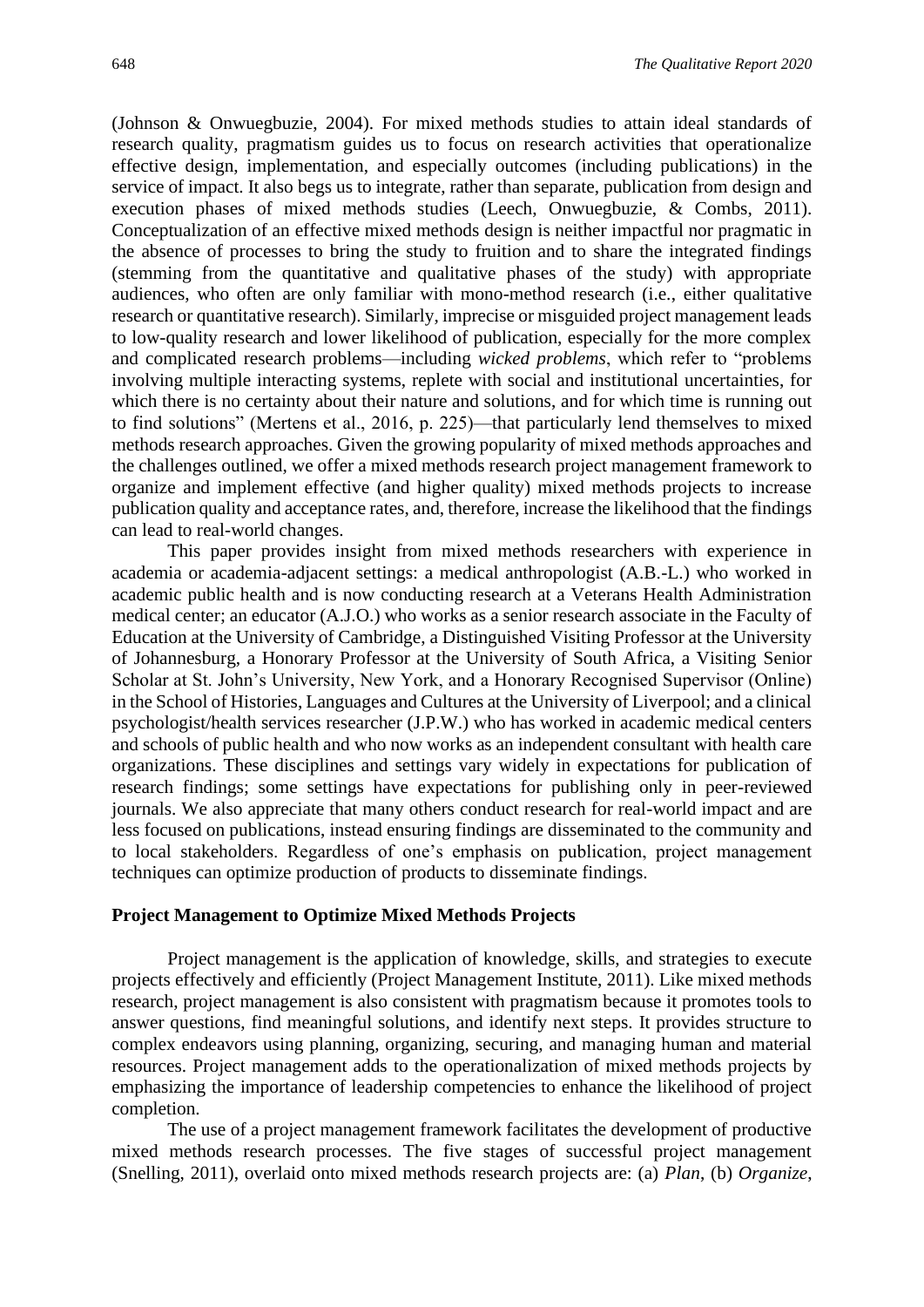(Johnson & Onwuegbuzie, 2004). For mixed methods studies to attain ideal standards of research quality, pragmatism guides us to focus on research activities that operationalize effective design, implementation, and especially outcomes (including publications) in the service of impact. It also begs us to integrate, rather than separate, publication from design and execution phases of mixed methods studies (Leech, Onwuegbuzie, & Combs, 2011). Conceptualization of an effective mixed methods design is neither impactful nor pragmatic in the absence of processes to bring the study to fruition and to share the integrated findings (stemming from the quantitative and qualitative phases of the study) with appropriate audiences, who often are only familiar with mono-method research (i.e., either qualitative research or quantitative research). Similarly, imprecise or misguided project management leads to low-quality research and lower likelihood of publication, especially for the more complex and complicated research problems—including *wicked problems*, which refer to "problems involving multiple interacting systems, replete with social and institutional uncertainties, for which there is no certainty about their nature and solutions, and for which time is running out to find solutions" (Mertens et al., 2016, p. 225)—that particularly lend themselves to mixed methods research approaches. Given the growing popularity of mixed methods approaches and the challenges outlined, we offer a mixed methods research project management framework to organize and implement effective (and higher quality) mixed methods projects to increase publication quality and acceptance rates, and, therefore, increase the likelihood that the findings can lead to real-world changes.

This paper provides insight from mixed methods researchers with experience in academia or academia-adjacent settings: a medical anthropologist (A.B.-L.) who worked in academic public health and is now conducting research at a Veterans Health Administration medical center; an educator (A.J.O.) who works as a senior research associate in the Faculty of Education at the University of Cambridge, a Distinguished Visiting Professor at the University of Johannesburg, a Honorary Professor at the University of South Africa, a Visiting Senior Scholar at St. John's University, New York, and a Honorary Recognised Supervisor (Online) in the School of Histories, Languages and Cultures at the University of Liverpool; and a clinical psychologist/health services researcher (J.P.W.) who has worked in academic medical centers and schools of public health and who now works as an independent consultant with health care organizations. These disciplines and settings vary widely in expectations for publication of research findings; some settings have expectations for publishing only in peer-reviewed journals. We also appreciate that many others conduct research for real-world impact and are less focused on publications, instead ensuring findings are disseminated to the community and to local stakeholders. Regardless of one's emphasis on publication, project management techniques can optimize production of products to disseminate findings.

## Project Management to Optimize Mixed Methods Projects

Project management is the application of knowledge, skills, and strategies to execute projects effectively and efficiently (Project Management Institute, 2011). Like mixed methods research, project management is also consistent with pragmatism because it promotes tools to answer questions, find meaningful solutions, and identify next steps. It provides structure to complex endeavors using planning, organizing, securing, and managing human and material resources. Project management adds to the operationalization of mixed methods projects by emphasizing the importance of leadership competencies to enhance the likelihood of project completion.

The use of a project management framework facilitates the development of productive mixed methods research processes. The five stages of successful project management (Snelling, 2011), overlaid onto mixed methods research projects are: (a) *Plan*, (b) *Organize*,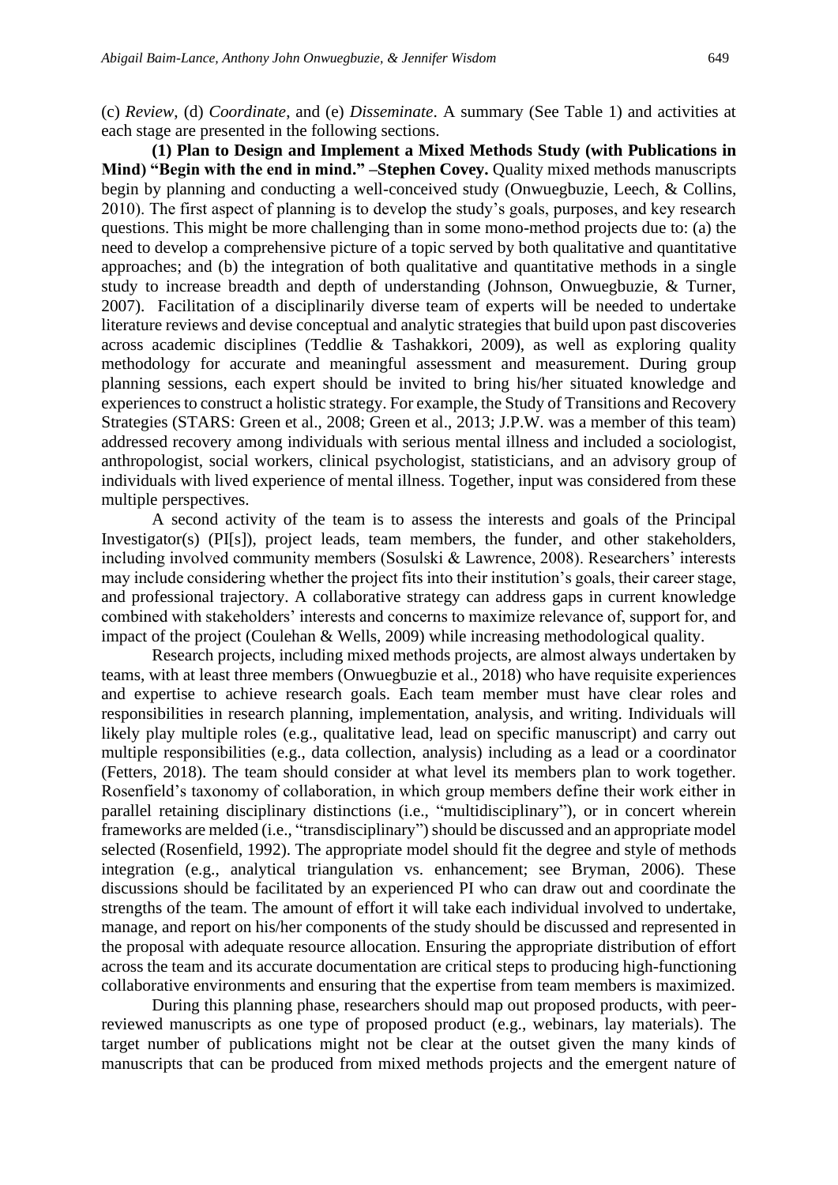(c) *Review*, (d) *Coordinate*, and (e) *Disseminate*. A summary (See Table 1) and activities at each stage are presented in the following sections.

**(1) Plan to Design and Implement a Mixed Methods Study (with Publications in Mind) "Begin with the end in mind." –Stephen Covey.** Quality mixed methods manuscripts begin by planning and conducting a well-conceived study (Onwuegbuzie, Leech, & Collins, 2010). The first aspect of planning is to develop the study's goals, purposes, and key research questions. This might be more challenging than in some mono-method projects due to: (a) the need to develop a comprehensive picture of a topic served by both qualitative and quantitative approaches; and (b) the integration of both qualitative and quantitative methods in a single study to increase breadth and depth of understanding (Johnson, Onwuegbuzie, & Turner, 2007). Facilitation of a disciplinarily diverse team of experts will be needed to undertake literature reviews and devise conceptual and analytic strategies that build upon past discoveries across academic disciplines (Teddlie & Tashakkori, 2009), as well as exploring quality methodology for accurate and meaningful assessment and measurement. During group planning sessions, each expert should be invited to bring his/her situated knowledge and experiences to construct a holistic strategy. For example, the Study of Transitions and Recovery Strategies (STARS: Green et al., 2008; Green et al., 2013; J.P.W. was a member of this team) addressed recovery among individuals with serious mental illness and included a sociologist, anthropologist, social workers, clinical psychologist, statisticians, and an advisory group of individuals with lived experience of mental illness. Together, input was considered from these multiple perspectives.

A second activity of the team is to assess the interests and goals of the Principal Investigator(s) (PI[s]), project leads, team members, the funder, and other stakeholders, including involved community members (Sosulski & Lawrence, 2008). Researchers' interests may include considering whether the project fits into their institution's goals, their career stage, and professional trajectory. A collaborative strategy can address gaps in current knowledge combined with stakeholders' interests and concerns to maximize relevance of, support for, and impact of the project (Coulehan & Wells, 2009) while increasing methodological quality.

Research projects, including mixed methods projects, are almost always undertaken by teams, with at least three members (Onwuegbuzie et al., 2018) who have requisite experiences and expertise to achieve research goals. Each team member must have clear roles and responsibilities in research planning, implementation, analysis, and writing. Individuals will likely play multiple roles (e.g., qualitative lead, lead on specific manuscript) and carry out multiple responsibilities (e.g., data collection, analysis) including as a lead or a coordinator (Fetters, 2018). The team should consider at what level its members plan to work together. Rosenfield's taxonomy of collaboration, in which group members define their work either in parallel retaining disciplinary distinctions (i.e., "multidisciplinary"), or in concert wherein frameworks are melded (i.e., "transdisciplinary") should be discussed and an appropriate model selected (Rosenfield, 1992). The appropriate model should fit the degree and style of methods integration (e.g., analytical triangulation vs. enhancement; see Bryman, 2006). These discussions should be facilitated by an experienced PI who can draw out and coordinate the strengths of the team. The amount of effort it will take each individual involved to undertake, manage, and report on his/her components of the study should be discussed and represented in the proposal with adequate resource allocation. Ensuring the appropriate distribution of effort across the team and its accurate documentation are critical steps to producing high-functioning collaborative environments and ensuring that the expertise from team members is maximized.

During this planning phase, researchers should map out proposed products, with peer-reviewed manuscripts as one type of proposed product (e.g., webinars, lay materials). The target number of publications might not be clear at the outset given the many kinds of manuscripts that can be produced from mixed methods projects and the emergent nature of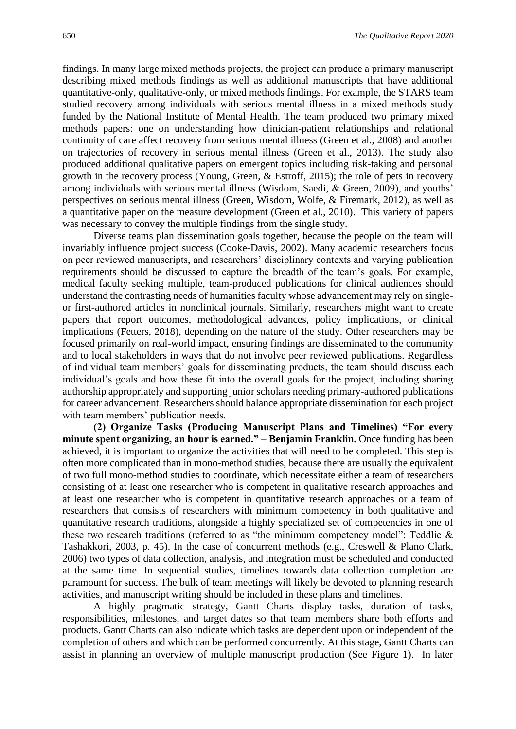findings. In many large mixed methods projects, the project can produce a primary manuscript describing mixed methods findings as well as additional manuscripts that have additional quantitative-only, qualitative-only, or mixed methods findings. For example, the STARS team studied recovery among individuals with serious mental illness in a mixed methods study funded by the National Institute of Mental Health. The team produced two primary mixed methods papers: one on understanding how clinician-patient relationships and relational continuity of care affect recovery from serious mental illness (Green et al., 2008) and another on trajectories of recovery in serious mental illness (Green et al., 2013). The study also produced additional qualitative papers on emergent topics including risk-taking and personal growth in the recovery process (Young, Green, & Estroff, 2015); the role of pets in recovery among individuals with serious mental illness (Wisdom, Saedi, & Green, 2009), and youths' perspectives on serious mental illness (Green, Wisdom, Wolfe, & Firemark, 2012), as well as a quantitative paper on the measure development (Green et al., 2010). This variety of papers was necessary to convey the multiple findings from the single study.

Diverse teams plan dissemination goals together, because the people on the team will invariably influence project success (Cooke-Davis, 2002). Many academic researchers focus on peer reviewed manuscripts, and researchers' disciplinary contexts and varying publication requirements should be discussed to capture the breadth of the team's goals. For example, medical faculty seeking multiple, team-produced publications for clinical audiences should understand the contrasting needs of humanities faculty whose advancement may rely on single- or first-authored articles in nonclinical journals. Similarly, researchers might want to create papers that report outcomes, methodological advances, policy implications, or clinical implications (Fetters, 2018), depending on the nature of the study. Other researchers may be focused primarily on real-world impact, ensuring findings are disseminated to the community and to local stakeholders in ways that do not involve peer reviewed publications. Regardless of individual team members' goals for disseminating products, the team should discuss each individual's goals and how these fit into the overall goals for the project, including sharing authorship appropriately and supporting junior scholars needing primary-authored publications for career advancement. Researchers should balance appropriate dissemination for each project with team members' publication needs.

**(2) Organize Tasks (Producing Manuscript Plans and Timelines) "For every minute spent organizing, an hour is earned." – Benjamin Franklin.** Once funding has been achieved, it is important to organize the activities that will need to be completed. This step is often more complicated than in mono-method studies, because there are usually the equivalent of two full mono-method studies to coordinate, which necessitate either a team of researchers consisting of at least one researcher who is competent in qualitative research approaches and at least one researcher who is competent in quantitative research approaches or a team of researchers that consists of researchers with minimum competency in both qualitative and quantitative research traditions, alongside a highly specialized set of competencies in one of these two research traditions (referred to as "the minimum competency model"; Teddlie & Tashakkori, 2003, p. 45). In the case of concurrent methods (e.g., Creswell & Plano Clark, 2006) two types of data collection, analysis, and integration must be scheduled and conducted at the same time. In sequential studies, timelines towards data collection completion are paramount for success. The bulk of team meetings will likely be devoted to planning research activities, and manuscript writing should be included in these plans and timelines.

A highly pragmatic strategy, Gantt Charts display tasks, duration of tasks, responsibilities, milestones, and target dates so that team members share both efforts and products. Gantt Charts can also indicate which tasks are dependent upon or independent of the completion of others and which can be performed concurrently. At this stage, Gantt Charts can assist in planning an overview of multiple manuscript production (See Figure 1). In later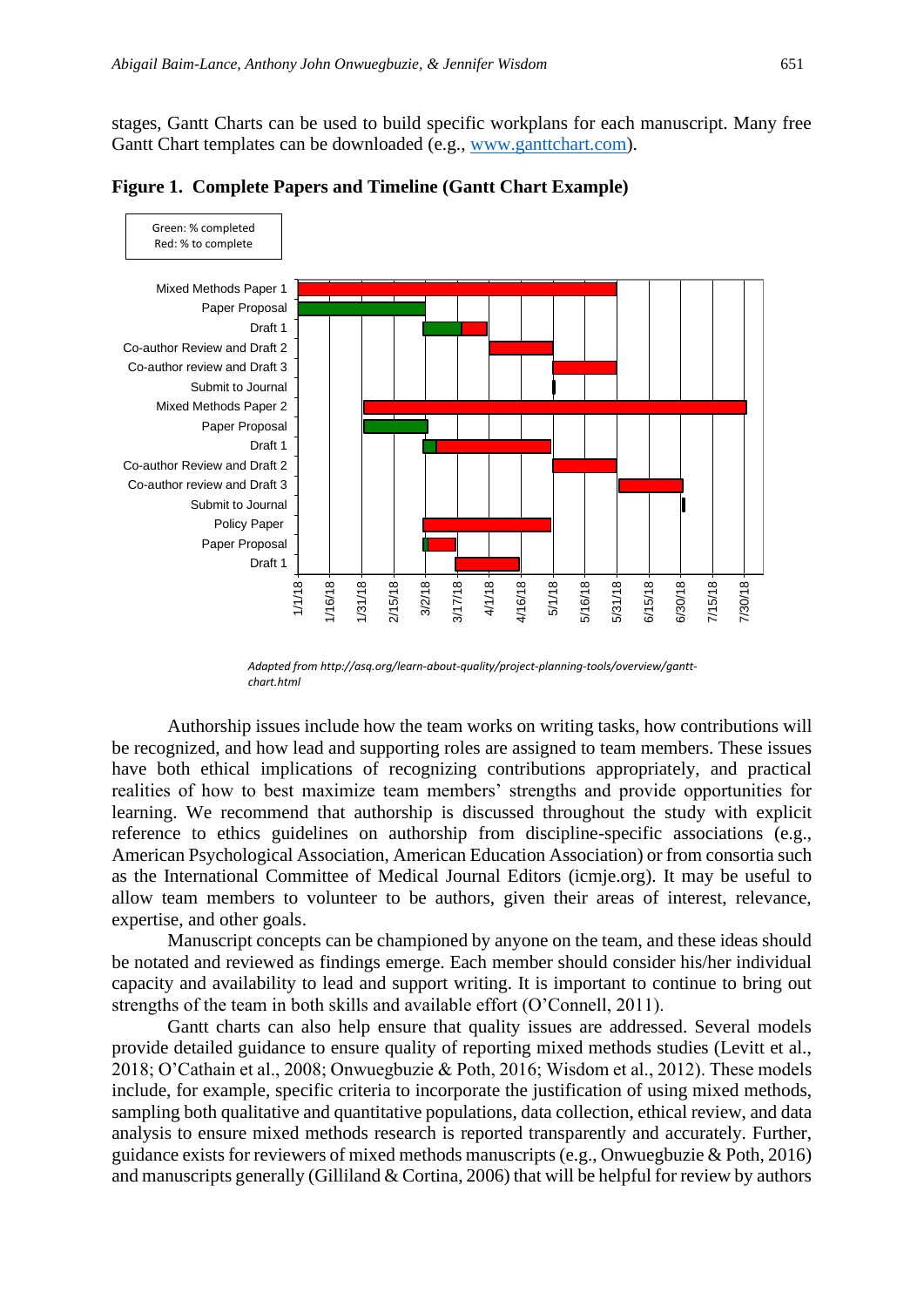stages, Gantt Charts can be used to build specific workplans for each manuscript. Many free Gantt Chart templates can be downloaded (e.g., www.ganttchart.com).

**Figure 1. Complete Papers and Timeline (Gantt Chart Example)**

Green: % completed
Red: % to complete

Mixed Methods Paper 1
Paper Proposal
Draft 1
Co-author Review and Draft 2
Co-author review and Draft 3
Submit to Journal
Mixed Methods Paper 2
Paper Proposal
Draft 1
Co-author Review and Draft 2
Co-author review and Draft 3
Submit to Journal
Policy Paper
Paper Proposal
Draft 1

1/1/18 1/16/18 1/31/18 2/15/18 3/2/18 3/17/18 4/1/18 4/16/18 5/1/18 5/16/18 5/31/18 6/15/18 6/30/18 7/15/18 7/30/18

*Adapted from http://asq.org/learn-about-quality/project-planning-tools/overview/gantt-chart.html*

Authorship issues include how the team works on writing tasks, how contributions will be recognized, and how lead and supporting roles are assigned to team members. These issues have both ethical implications of recognizing contributions appropriately, and practical realities of how to best maximize team members' strengths and provide opportunities for learning. We recommend that authorship is discussed throughout the study with explicit reference to ethics guidelines on authorship from discipline-specific associations (e.g., American Psychological Association, American Education Association) or from consortia such as the International Committee of Medical Journal Editors (icmje.org). It may be useful to allow team members to volunteer to be authors, given their areas of interest, relevance, expertise, and other goals.

Manuscript concepts can be championed by anyone on the team, and these ideas should be notated and reviewed as findings emerge. Each member should consider his/her individual capacity and availability to lead and support writing. It is important to continue to bring out strengths of the team in both skills and available effort (O'Connell, 2011).

Gantt charts can also help ensure that quality issues are addressed. Several models provide detailed guidance to ensure quality of reporting mixed methods studies (Levitt et al., 2018; O'Cathain et al., 2008; Onwuegbuzie & Poth, 2016; Wisdom et al., 2012). These models include, for example, specific criteria to incorporate the justification of using mixed methods, sampling both qualitative and quantitative populations, data collection, ethical review, and data analysis to ensure mixed methods research is reported transparently and accurately. Further, guidance exists for reviewers of mixed methods manuscripts (e.g., Onwuegbuzie & Poth, 2016) and manuscripts generally (Gilliland & Cortina, 2006) that will be helpful for review by authors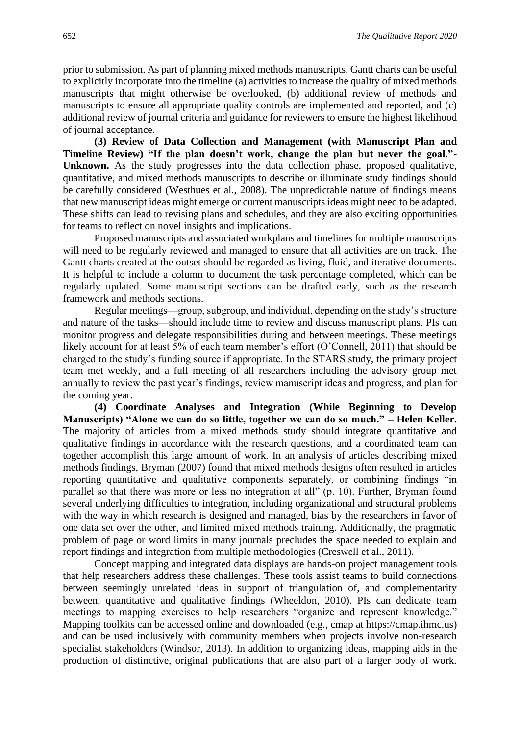prior to submission. As part of planning mixed methods manuscripts, Gantt charts can be useful to explicitly incorporate into the timeline (a) activities to increase the quality of mixed methods manuscripts that might otherwise be overlooked, (b) additional review of methods and manuscripts to ensure all appropriate quality controls are implemented and reported, and (c) additional review of journal criteria and guidance for reviewers to ensure the highest likelihood of journal acceptance.

**(3) Review of Data Collection and Management (with Manuscript Plan and Timeline Review) "If the plan doesn't work, change the plan but never the goal."- Unknown.** As the study progresses into the data collection phase, proposed qualitative, quantitative, and mixed methods manuscripts to describe or illuminate study findings should be carefully considered (Westhues et al., 2008). The unpredictable nature of findings means that new manuscript ideas might emerge or current manuscripts ideas might need to be adapted. These shifts can lead to revising plans and schedules, and they are also exciting opportunities for teams to reflect on novel insights and implications.

Proposed manuscripts and associated workplans and timelines for multiple manuscripts will need to be regularly reviewed and managed to ensure that all activities are on track. The Gantt charts created at the outset should be regarded as living, fluid, and iterative documents. It is helpful to include a column to document the task percentage completed, which can be regularly updated. Some manuscript sections can be drafted early, such as the research framework and methods sections.

Regular meetings—group, subgroup, and individual, depending on the study's structure and nature of the tasks—should include time to review and discuss manuscript plans. PIs can monitor progress and delegate responsibilities during and between meetings. These meetings likely account for at least 5% of each team member's effort (O'Connell, 2011) that should be charged to the study's funding source if appropriate. In the STARS study, the primary project team met weekly, and a full meeting of all researchers including the advisory group met annually to review the past year's findings, review manuscript ideas and progress, and plan for the coming year.

**(4) Coordinate Analyses and Integration (While Beginning to Develop Manuscripts) "Alone we can do so little, together we can do so much." – Helen Keller.** The majority of articles from a mixed methods study should integrate quantitative and qualitative findings in accordance with the research questions, and a coordinated team can together accomplish this large amount of work. In an analysis of articles describing mixed methods findings, Bryman (2007) found that mixed methods designs often resulted in articles reporting quantitative and qualitative components separately, or combining findings "in parallel so that there was more or less no integration at all" (p. 10). Further, Bryman found several underlying difficulties to integration, including organizational and structural problems with the way in which research is designed and managed, bias by the researchers in favor of one data set over the other, and limited mixed methods training. Additionally, the pragmatic problem of page or word limits in many journals precludes the space needed to explain and report findings and integration from multiple methodologies (Creswell et al., 2011).

Concept mapping and integrated data displays are hands-on project management tools that help researchers address these challenges. These tools assist teams to build connections between seemingly unrelated ideas in support of triangulation of, and complementarity between, quantitative and qualitative findings (Wheeldon, 2010). PIs can dedicate team meetings to mapping exercises to help researchers "organize and represent knowledge." Mapping toolkits can be accessed online and downloaded (e.g., cmap at https://cmap.ihmc.us) and can be used inclusively with community members when projects involve non-research specialist stakeholders (Windsor, 2013). In addition to organizing ideas, mapping aids in the production of distinctive, original publications that are also part of a larger body of work.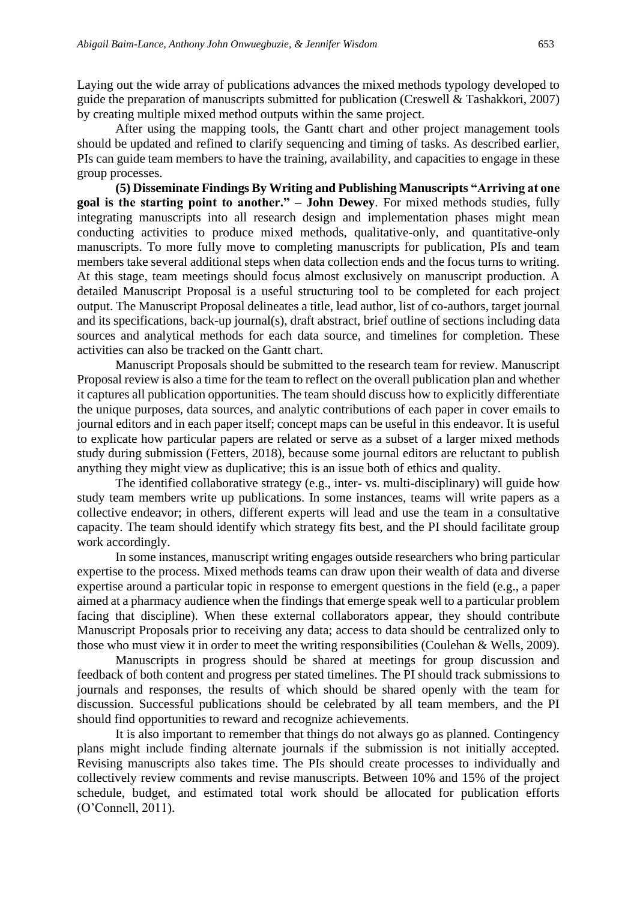Laying out the wide array of publications advances the mixed methods typology developed to guide the preparation of manuscripts submitted for publication (Creswell & Tashakkori, 2007) by creating multiple mixed method outputs within the same project.

After using the mapping tools, the Gantt chart and other project management tools should be updated and refined to clarify sequencing and timing of tasks. As described earlier, PIs can guide team members to have the training, availability, and capacities to engage in these group processes.

**(5) Disseminate Findings By Writing and Publishing Manuscripts "Arriving at one goal is the starting point to another." – John Dewey**. For mixed methods studies, fully integrating manuscripts into all research design and implementation phases might mean conducting activities to produce mixed methods, qualitative-only, and quantitative-only manuscripts. To more fully move to completing manuscripts for publication, PIs and team members take several additional steps when data collection ends and the focus turns to writing. At this stage, team meetings should focus almost exclusively on manuscript production. A detailed Manuscript Proposal is a useful structuring tool to be completed for each project output. The Manuscript Proposal delineates a title, lead author, list of co-authors, target journal and its specifications, back-up journal(s), draft abstract, brief outline of sections including data sources and analytical methods for each data source, and timelines for completion. These activities can also be tracked on the Gantt chart.

Manuscript Proposals should be submitted to the research team for review. Manuscript Proposal review is also a time for the team to reflect on the overall publication plan and whether it captures all publication opportunities. The team should discuss how to explicitly differentiate the unique purposes, data sources, and analytic contributions of each paper in cover emails to journal editors and in each paper itself; concept maps can be useful in this endeavor. It is useful to explicate how particular papers are related or serve as a subset of a larger mixed methods study during submission (Fetters, 2018), because some journal editors are reluctant to publish anything they might view as duplicative; this is an issue both of ethics and quality.

The identified collaborative strategy (e.g., inter- vs. multi-disciplinary) will guide how study team members write up publications. In some instances, teams will write papers as a collective endeavor; in others, different experts will lead and use the team in a consultative capacity. The team should identify which strategy fits best, and the PI should facilitate group work accordingly.

In some instances, manuscript writing engages outside researchers who bring particular expertise to the process. Mixed methods teams can draw upon their wealth of data and diverse expertise around a particular topic in response to emergent questions in the field (e.g., a paper aimed at a pharmacy audience when the findings that emerge speak well to a particular problem facing that discipline). When these external collaborators appear, they should contribute Manuscript Proposals prior to receiving any data; access to data should be centralized only to those who must view it in order to meet the writing responsibilities (Coulehan & Wells, 2009).

Manuscripts in progress should be shared at meetings for group discussion and feedback of both content and progress per stated timelines. The PI should track submissions to journals and responses, the results of which should be shared openly with the team for discussion. Successful publications should be celebrated by all team members, and the PI should find opportunities to reward and recognize achievements.

It is also important to remember that things do not always go as planned. Contingency plans might include finding alternate journals if the submission is not initially accepted. Revising manuscripts also takes time. The PIs should create processes to individually and collectively review comments and revise manuscripts. Between 10% and 15% of the project schedule, budget, and estimated total work should be allocated for publication efforts (O'Connell, 2011).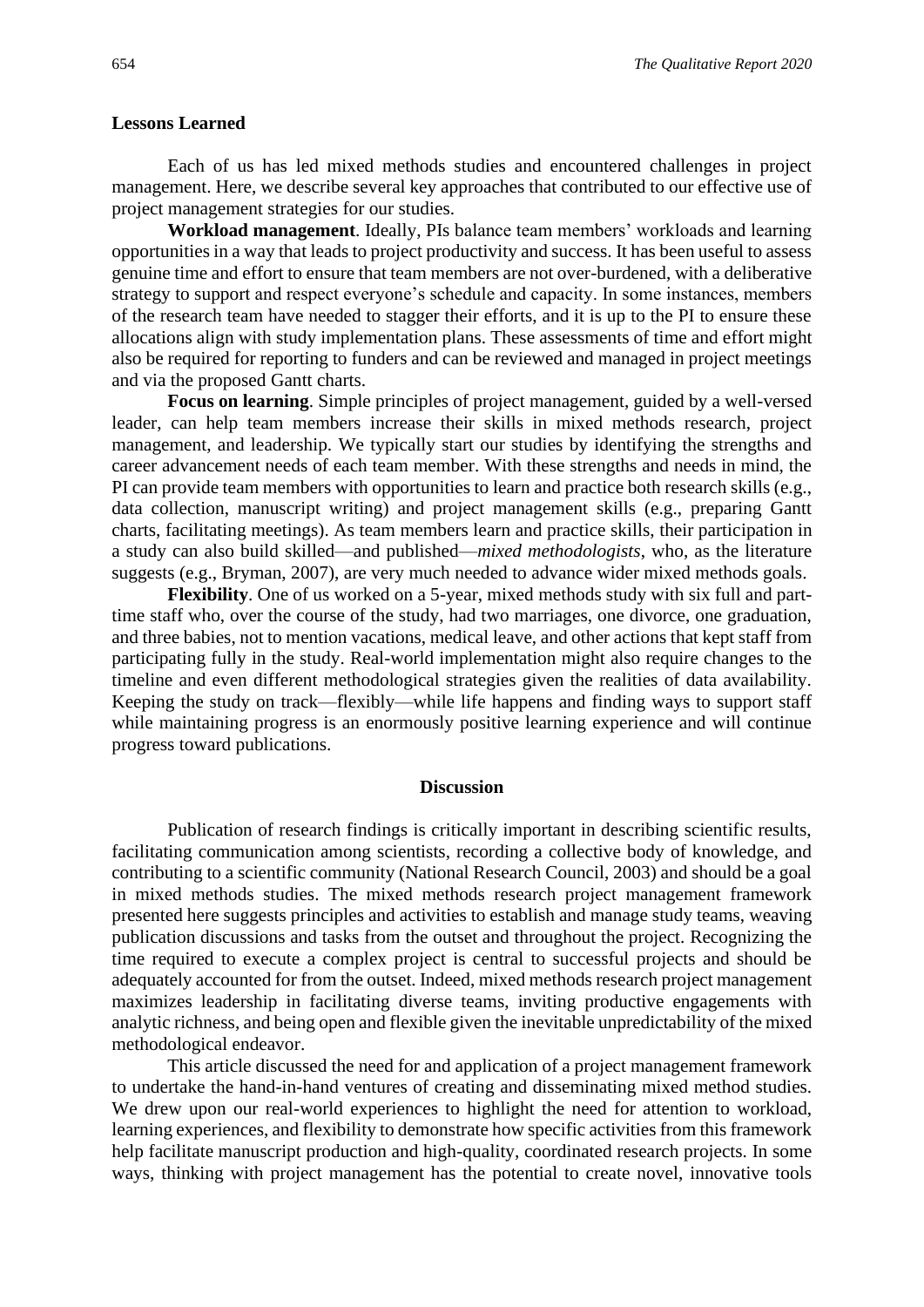**Lessons Learned**

Each of us has led mixed methods studies and encountered challenges in project management. Here, we describe several key approaches that contributed to our effective use of project management strategies for our studies.

**Workload management**. Ideally, PIs balance team members' workloads and learning opportunities in a way that leads to project productivity and success. It has been useful to assess genuine time and effort to ensure that team members are not over-burdened, with a deliberative strategy to support and respect everyone's schedule and capacity. In some instances, members of the research team have needed to stagger their efforts, and it is up to the PI to ensure these allocations align with study implementation plans. These assessments of time and effort might also be required for reporting to funders and can be reviewed and managed in project meetings and via the proposed Gantt charts.

**Focus on learning**. Simple principles of project management, guided by a well-versed leader, can help team members increase their skills in mixed methods research, project management, and leadership. We typically start our studies by identifying the strengths and career advancement needs of each team member. With these strengths and needs in mind, the PI can provide team members with opportunities to learn and practice both research skills (e.g., data collection, manuscript writing) and project management skills (e.g., preparing Gantt charts, facilitating meetings). As team members learn and practice skills, their participation in a study can also build skilled—and published—*mixed methodologists*, who, as the literature suggests (e.g., Bryman, 2007), are very much needed to advance wider mixed methods goals.

**Flexibility**. One of us worked on a 5-year, mixed methods study with six full and part-time staff who, over the course of the study, had two marriages, one divorce, one graduation, and three babies, not to mention vacations, medical leave, and other actions that kept staff from participating fully in the study. Real-world implementation might also require changes to the timeline and even different methodological strategies given the realities of data availability. Keeping the study on track—flexibly—while life happens and finding ways to support staff while maintaining progress is an enormously positive learning experience and will continue progress toward publications.

## Discussion

Publication of research findings is critically important in describing scientific results, facilitating communication among scientists, recording a collective body of knowledge, and contributing to a scientific community (National Research Council, 2003) and should be a goal in mixed methods studies. The mixed methods research project management framework presented here suggests principles and activities to establish and manage study teams, weaving publication discussions and tasks from the outset and throughout the project. Recognizing the time required to execute a complex project is central to successful projects and should be adequately accounted for from the outset. Indeed, mixed methods research project management maximizes leadership in facilitating diverse teams, inviting productive engagements with analytic richness, and being open and flexible given the inevitable unpredictability of the mixed methodological endeavor.

This article discussed the need for and application of a project management framework to undertake the hand-in-hand ventures of creating and disseminating mixed method studies. We drew upon our real-world experiences to highlight the need for attention to workload, learning experiences, and flexibility to demonstrate how specific activities from this framework help facilitate manuscript production and high-quality, coordinated research projects. In some ways, thinking with project management has the potential to create novel, innovative tools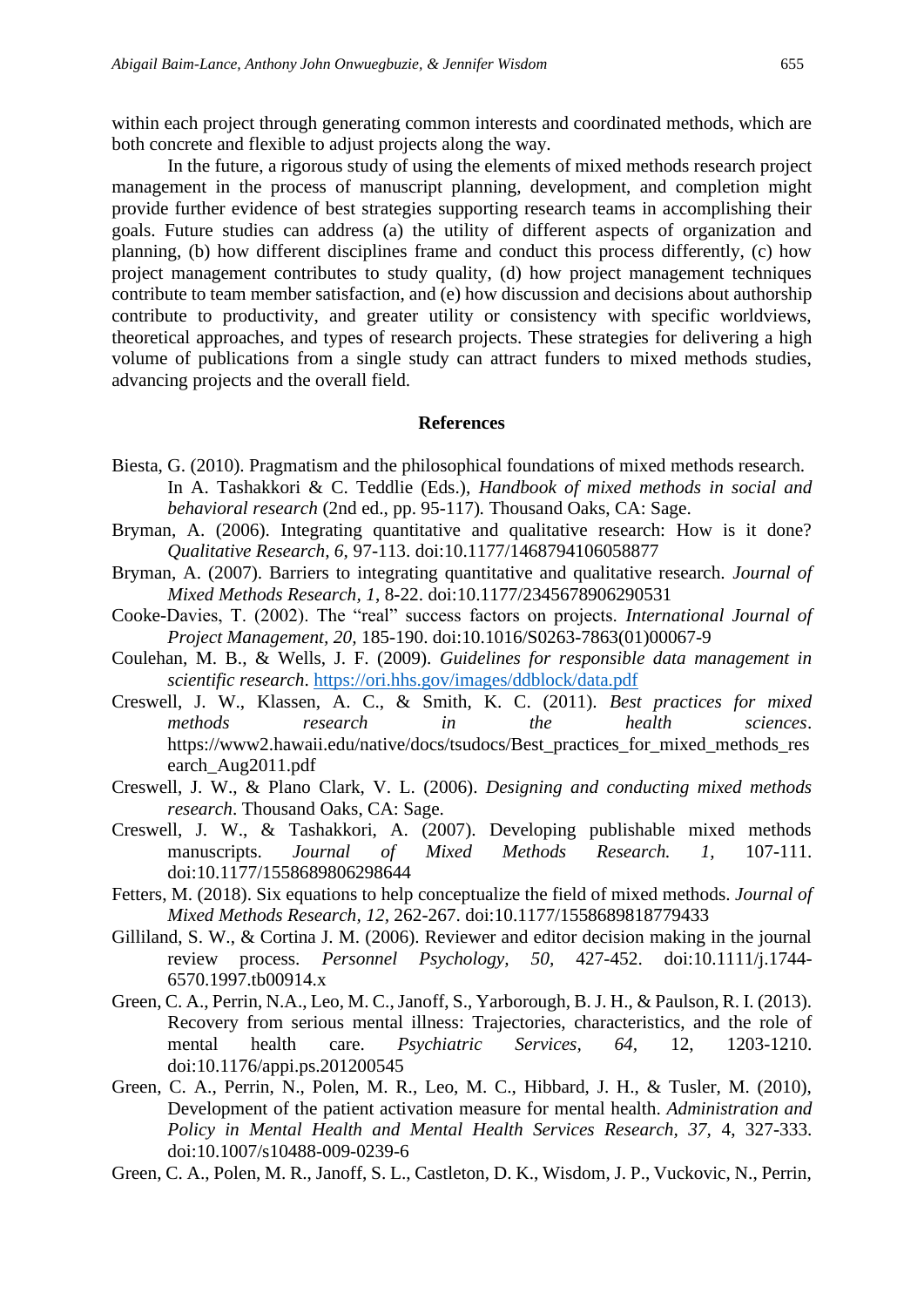within each project through generating common interests and coordinated methods, which are both concrete and flexible to adjust projects along the way.

In the future, a rigorous study of using the elements of mixed methods research project management in the process of manuscript planning, development, and completion might provide further evidence of best strategies supporting research teams in accomplishing their goals. Future studies can address (a) the utility of different aspects of organization and planning, (b) how different disciplines frame and conduct this process differently, (c) how project management contributes to study quality, (d) how project management techniques contribute to team member satisfaction, and (e) how discussion and decisions about authorship contribute to productivity, and greater utility or consistency with specific worldviews, theoretical approaches, and types of research projects. These strategies for delivering a high volume of publications from a single study can attract funders to mixed methods studies, advancing projects and the overall field.

## References

Biesta, G. (2010). Pragmatism and the philosophical foundations of mixed methods research. In A. Tashakkori & C. Teddlie (Eds.), *Handbook of mixed methods in social and behavioral research* (2nd ed., pp. 95-117)*.* Thousand Oaks, CA: Sage.

Bryman, A. (2006). Integrating quantitative and qualitative research: How is it done? *Qualitative Research, 6,* 97-113. doi:10.1177/1468794106058877

Bryman, A. (2007). Barriers to integrating quantitative and qualitative research. *Journal of Mixed Methods Research*, *1*, 8-22. doi:10.1177/2345678906290531

Cooke-Davies, T. (2002). The "real" success factors on projects. *International Journal of Project Management, 20,* 185-190. doi:10.1016/S0263-7863(01)00067-9

Coulehan, M. B., & Wells, J. F. (2009). *Guidelines for responsible data management in scientific research*. https://ori.hhs.gov/images/ddblock/data.pdf

Creswell, J. W., Klassen, A. C., & Smith, K. C. (2011). *Best practices for mixed methods research in the health sciences*. https://www2.hawaii.edu/native/docs/tsudocs/Best_practices_for_mixed_methods_research_Aug2011.pdf

Creswell, J. W., & Plano Clark, V. L. (2006). *Designing and conducting mixed methods research*. Thousand Oaks, CA: Sage.

Creswell, J. W., & Tashakkori, A. (2007). Developing publishable mixed methods manuscripts. *Journal of Mixed Methods Research. 1,* 107-111. doi:10.1177/1558689806298644

Fetters, M. (2018). Six equations to help conceptualize the field of mixed methods. *Journal of Mixed Methods Research, 12,* 262-267. doi:10.1177/1558689818779433

Gilliland, S. W., & Cortina J. M. (2006). Reviewer and editor decision making in the journal review process. *Personnel Psychology, 50,* 427-452. doi:10.1111/j.1744-6570.1997.tb00914.x

Green, C. A., Perrin, N.A., Leo, M. C., Janoff, S., Yarborough, B. J. H., & Paulson, R. I. (2013). Recovery from serious mental illness: Trajectories, characteristics, and the role of mental health care. *Psychiatric Services, 64*, 12, 1203-1210. doi:10.1176/appi.ps.201200545

Green, C. A., Perrin, N., Polen, M. R., Leo, M. C., Hibbard, J. H., & Tusler, M. (2010), Development of the patient activation measure for mental health. *Administration and Policy in Mental Health and Mental Health Services Research, 37,* 4, 327-333. doi:10.1007/s10488-009-0239-6

Green, C. A., Polen, M. R., Janoff, S. L., Castleton, D. K., Wisdom, J. P., Vuckovic, N., Perrin,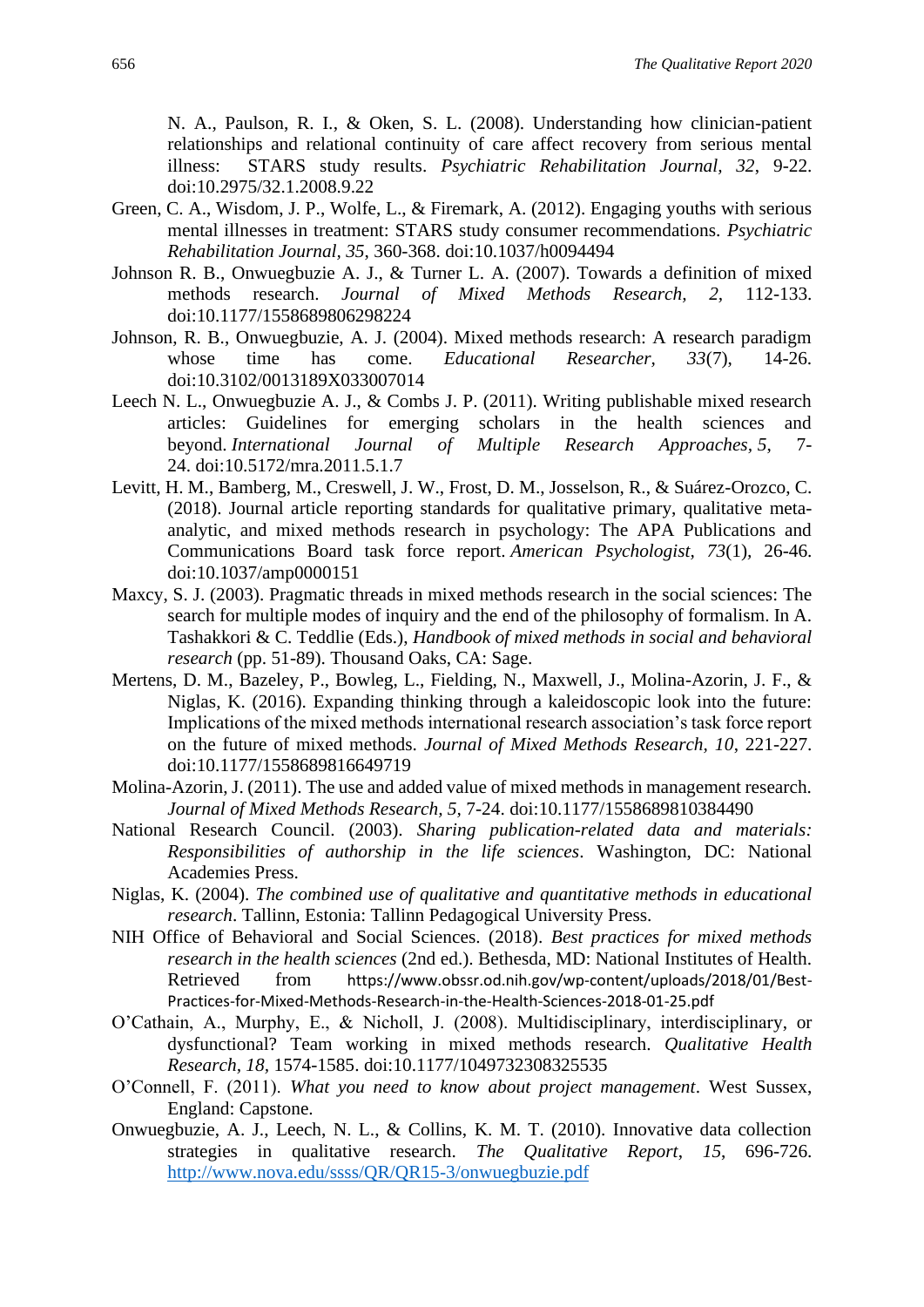N. A., Paulson, R. I., & Oken, S. L. (2008). Understanding how clinician-patient relationships and relational continuity of care affect recovery from serious mental illness: STARS study results. *Psychiatric Rehabilitation Journal*, *32*, 9-22. doi:10.2975/32.1.2008.9.22

Green, C. A., Wisdom, J. P., Wolfe, L., & Firemark, A. (2012). Engaging youths with serious mental illnesses in treatment: STARS study consumer recommendations. *Psychiatric Rehabilitation Journal*, *35*, 360-368. doi:10.1037/h0094494

Johnson R. B., Onwuegbuzie A. J., & Turner L. A. (2007). Towards a definition of mixed methods research. *Journal of Mixed Methods Research, 2,* 112-133. doi:10.1177/1558689806298224

Johnson, R. B., Onwuegbuzie, A. J. (2004). Mixed methods research: A research paradigm whose time has come. *Educational Researcher*, *33*(7), 14-26. doi:10.3102/0013189X033007014

Leech N. L., Onwuegbuzie A. J., & Combs J. P. (2011). Writing publishable mixed research articles: Guidelines for emerging scholars in the health sciences and beyond. *International Journal of Multiple Research Approaches, 5*, 7-24. doi:10.5172/mra.2011.5.1.7

Levitt, H. M., Bamberg, M., Creswell, J. W., Frost, D. M., Josselson, R., & Suárez-Orozco, C. (2018). Journal article reporting standards for qualitative primary, qualitative meta-analytic, and mixed methods research in psychology: The APA Publications and Communications Board task force report. *American Psychologist*, *73*(1), 26-46. doi:10.1037/amp0000151

Maxcy, S. J. (2003). Pragmatic threads in mixed methods research in the social sciences: The search for multiple modes of inquiry and the end of the philosophy of formalism. In A. Tashakkori & C. Teddlie (Eds.), *Handbook of mixed methods in social and behavioral research* (pp. 51-89). Thousand Oaks, CA: Sage.

Mertens, D. M., Bazeley, P., Bowleg, L., Fielding, N., Maxwell, J., Molina-Azorin, J. F., & Niglas, K. (2016). Expanding thinking through a kaleidoscopic look into the future: Implications of the mixed methods international research association's task force report on the future of mixed methods. *Journal of Mixed Methods Research, 10*, 221-227. doi:10.1177/1558689816649719

Molina-Azorin, J. (2011). The use and added value of mixed methods in management research. *Journal of Mixed Methods Research, 5,* 7-24. doi:10.1177/1558689810384490

National Research Council. (2003). *Sharing publication-related data and materials: Responsibilities of authorship in the life sciences*. Washington, DC: National Academies Press.

Niglas, K. (2004). *The combined use of qualitative and quantitative methods in educational research*. Tallinn, Estonia: Tallinn Pedagogical University Press.

NIH Office of Behavioral and Social Sciences. (2018). *Best practices for mixed methods research in the health sciences* (2nd ed.). Bethesda, MD: National Institutes of Health. Retrieved from https://www.obssr.od.nih.gov/wp-content/uploads/2018/01/Best-Practices-for-Mixed-Methods-Research-in-the-Health-Sciences-2018-01-25.pdf

O'Cathain, A., Murphy, E., & Nicholl, J. (2008). Multidisciplinary, interdisciplinary, or dysfunctional? Team working in mixed methods research. *Qualitative Health Research*, *18*, 1574-1585. doi:10.1177/1049732308325535

O'Connell, F. (2011). *What you need to know about project management*. West Sussex, England: Capstone.

Onwuegbuzie, A. J., Leech, N. L., & Collins, K. M. T. (2010). Innovative data collection strategies in qualitative research. *The Qualitative Report*, *15*, 696-726. http://www.nova.edu/ssss/QR/QR15-3/onwuegbuzie.pdf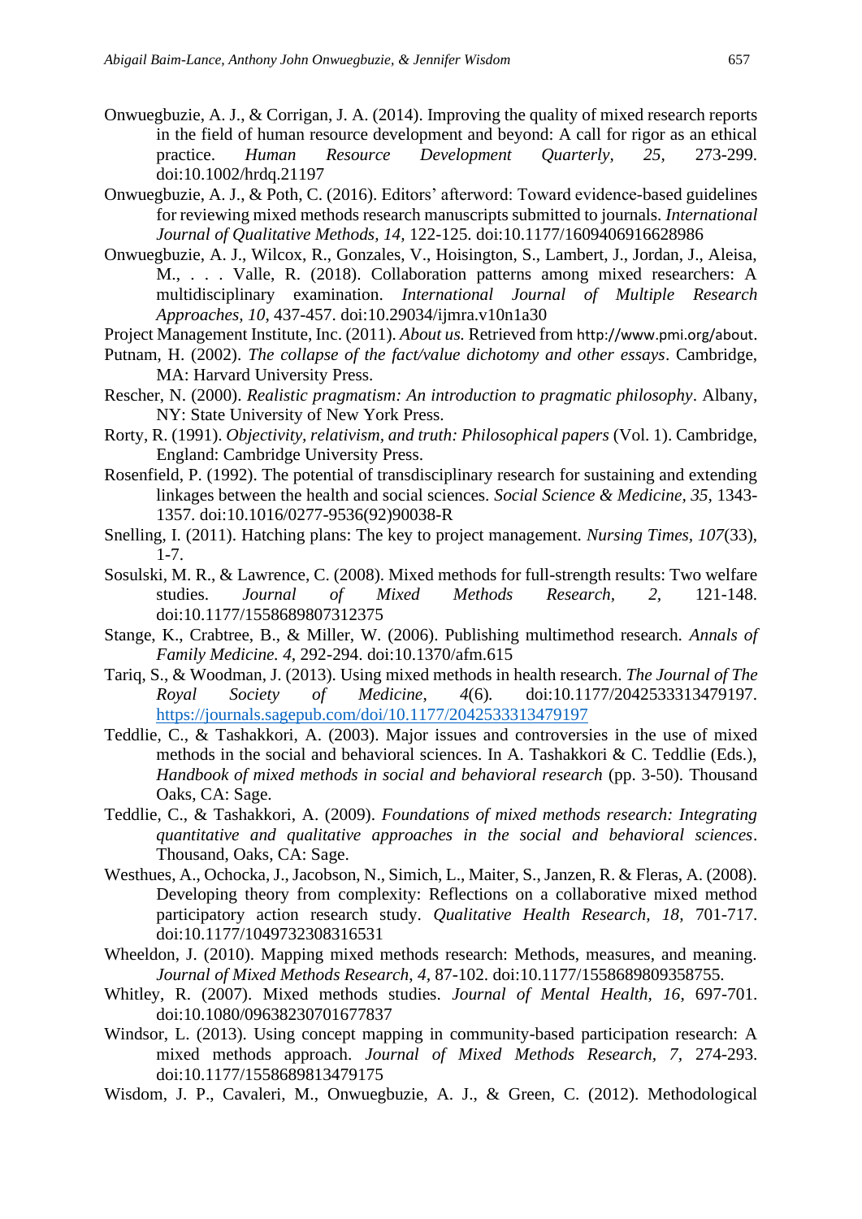Onwuegbuzie, A. J., & Corrigan, J. A. (2014). Improving the quality of mixed research reports in the field of human resource development and beyond: A call for rigor as an ethical practice. *Human Resource Development Quarterly*, *25,* 273-299. doi:10.1002/hrdq.21197

Onwuegbuzie, A. J., & Poth, C. (2016). Editors' afterword: Toward evidence-based guidelines for reviewing mixed methods research manuscripts submitted to journals. *International Journal of Qualitative Methods, 14,* 122-125. doi:10.1177/1609406916628986

Onwuegbuzie, A. J., Wilcox, R., Gonzales, V., Hoisington, S., Lambert, J., Jordan, J., Aleisa, M., . . . Valle, R. (2018). Collaboration patterns among mixed researchers: A multidisciplinary examination. *International Journal of Multiple Research Approaches, 10*, 437-457. doi:10.29034/ijmra.v10n1a30

Project Management Institute, Inc. (2011). *About us.* Retrieved from http://www.pmi.org/about.

Putnam, H. (2002). *The collapse of the fact/value dichotomy and other essays*. Cambridge, MA: Harvard University Press.

Rescher, N. (2000). *Realistic pragmatism: An introduction to pragmatic philosophy*. Albany, NY: State University of New York Press.

Rorty, R. (1991). *Objectivity, relativism, and truth: Philosophical papers* (Vol. 1). Cambridge, England: Cambridge University Press.

Rosenfield, P. (1992). The potential of transdisciplinary research for sustaining and extending linkages between the health and social sciences. *Social Science & Medicine, 35,* 1343-1357. doi:10.1016/0277-9536(92)90038-R

Snelling, I. (2011). Hatching plans: The key to project management. *Nursing Times, 107*(33), 1-7.

Sosulski, M. R., & Lawrence, C. (2008). Mixed methods for full-strength results: Two welfare studies. *Journal of Mixed Methods Research, 2,* 121-148. doi:10.1177/1558689807312375

Stange, K., Crabtree, B., & Miller, W. (2006). Publishing multimethod research. *Annals of Family Medicine. 4,* 292-294. doi:10.1370/afm.615

Tariq, S., & Woodman, J. (2013). Using mixed methods in health research. *The Journal of The Royal Society of Medicine*, *4*(6). doi:10.1177/2042533313479197. https://journals.sagepub.com/doi/10.1177/2042533313479197

Teddlie, C., & Tashakkori, A. (2003). Major issues and controversies in the use of mixed methods in the social and behavioral sciences. In A. Tashakkori & C. Teddlie (Eds.), *Handbook of mixed methods in social and behavioral research* (pp. 3-50). Thousand Oaks, CA: Sage.

Teddlie, C., & Tashakkori, A. (2009). *Foundations of mixed methods research: Integrating quantitative and qualitative approaches in the social and behavioral sciences*. Thousand, Oaks, CA: Sage.

Westhues, A., Ochocka, J., Jacobson, N., Simich, L., Maiter, S., Janzen, R. & Fleras, A. (2008). Developing theory from complexity: Reflections on a collaborative mixed method participatory action research study. *Qualitative Health Research, 18,* 701-717. doi:10.1177/1049732308316531

Wheeldon, J. (2010). Mapping mixed methods research: Methods, measures, and meaning. *Journal of Mixed Methods Research*, *4,* 87-102. doi:10.1177/1558689809358755.

Whitley, R. (2007). Mixed methods studies. *Journal of Mental Health, 16*, 697-701. doi:10.1080/09638230701677837

Windsor, L. (2013). Using concept mapping in community-based participation research: A mixed methods approach. *Journal of Mixed Methods Research, 7*, 274-293. doi:10.1177/1558689813479175

Wisdom, J. P., Cavaleri, M., Onwuegbuzie, A. J., & Green, C. (2012). Methodological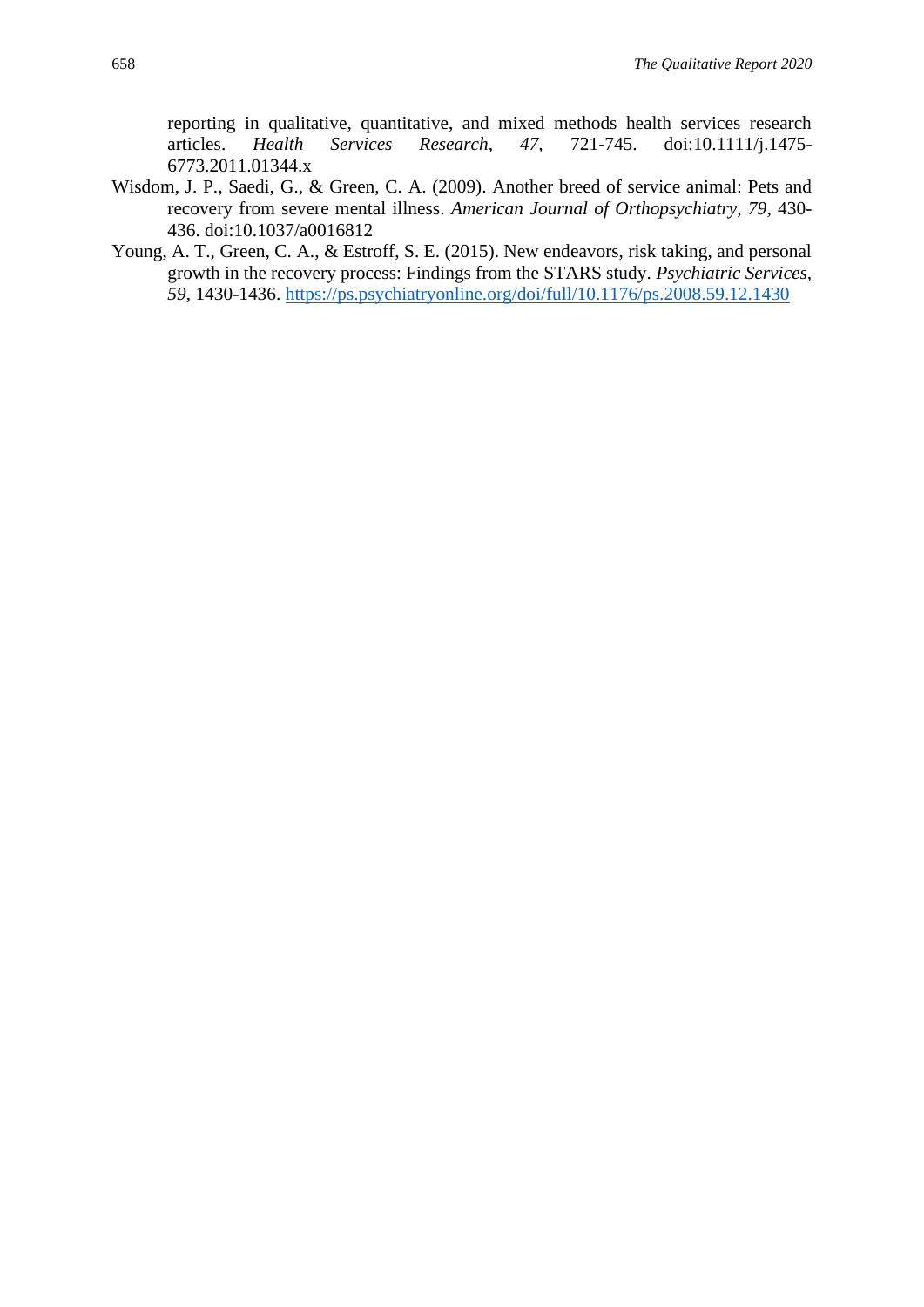reporting in qualitative, quantitative, and mixed methods health services research articles. *Health Services Research*, *47*, 721-745. doi:10.1111/j.1475-6773.2011.01344.x

Wisdom, J. P., Saedi, G., & Green, C. A. (2009). Another breed of service animal: Pets and recovery from severe mental illness. *American Journal of Orthopsychiatry*, *79*, 430-436. doi:10.1037/a0016812

Young, A. T., Green, C. A., & Estroff, S. E. (2015). New endeavors, risk taking, and personal growth in the recovery process: Findings from the STARS study. *Psychiatric Services*, *59*, 1430-1436. https://ps.psychiatryonline.org/doi/full/10.1176/ps.2008.59.12.1430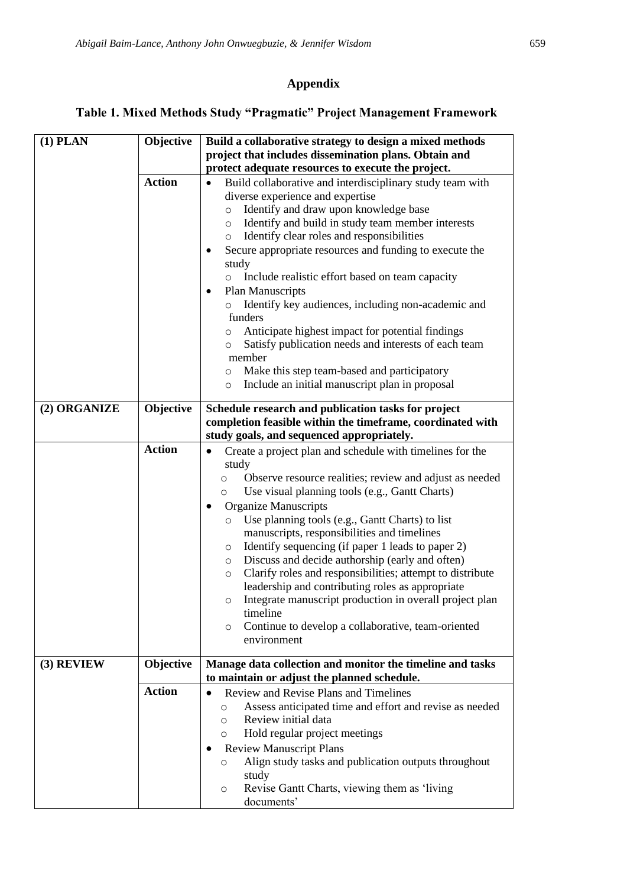## Appendix

### Table 1. Mixed Methods Study "Pragmatic" Project Management Framework

| | | |
|---|---|---|
| **(1) PLAN** | **Objective** | **Build a collaborative strategy to design a mixed methods project that includes dissemination plans. Obtain and protect adequate resources to execute the project.** |
| | **Action** | • Build collaborative and interdisciplinary study team with diverse experience and expertise<br>  ○ Identify and draw upon knowledge base<br>  ○ Identify and build in study team member interests<br>  ○ Identify clear roles and responsibilities<br>• Secure appropriate resources and funding to execute the study<br>  ○ Include realistic effort based on team capacity<br>• Plan Manuscripts<br>  ○ Identify key audiences, including non-academic and funders<br>  ○ Anticipate highest impact for potential findings<br>  ○ Satisfy publication needs and interests of each team member<br>  ○ Make this step team-based and participatory<br>  ○ Include an initial manuscript plan in proposal |
| **(2) ORGANIZE** | **Objective** | **Schedule research and publication tasks for project completion feasible within the timeframe, coordinated with study goals, and sequenced appropriately.** |
| | **Action** | • Create a project plan and schedule with timelines for the study<br>  ○ Observe resource realities; review and adjust as needed<br>  ○ Use visual planning tools (e.g., Gantt Charts)<br>• Organize Manuscripts<br>  ○ Use planning tools (e.g., Gantt Charts) to list manuscripts, responsibilities and timelines<br>  ○ Identify sequencing (if paper 1 leads to paper 2)<br>  ○ Discuss and decide authorship (early and often)<br>  ○ Clarify roles and responsibilities; attempt to distribute leadership and contributing roles as appropriate<br>  ○ Integrate manuscript production in overall project plan timeline<br>  ○ Continue to develop a collaborative, team-oriented environment |
| **(3) REVIEW** | **Objective** | **Manage data collection and monitor the timeline and tasks to maintain or adjust the planned schedule.** |
| | **Action** | • Review and Revise Plans and Timelines<br>  ○ Assess anticipated time and effort and revise as needed<br>  ○ Review initial data<br>  ○ Hold regular project meetings<br>• Review Manuscript Plans<br>  ○ Align study tasks and publication outputs throughout study<br>  ○ Revise Gantt Charts, viewing them as 'living documents' |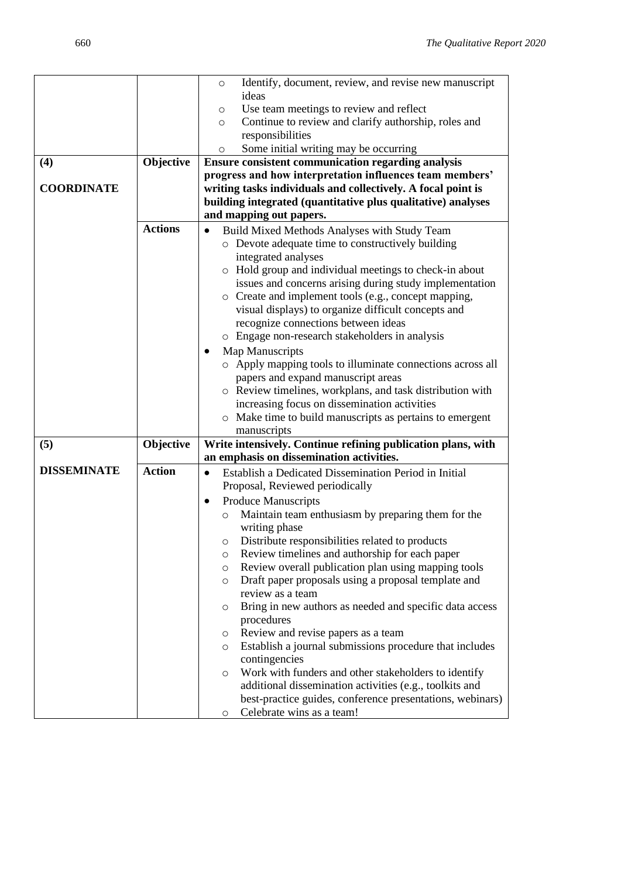| | | |
|---|---|---|
| | | ○ Identify, document, review, and revise new manuscript ideas<br>○ Use team meetings to review and reflect<br>○ Continue to review and clarify authorship, roles and responsibilities<br>○ Some initial writing may be occurring |
| **(4)**<br><br>**COORDINATE** | **Objective** | **Ensure consistent communication regarding analysis progress and how interpretation influences team members' writing tasks individuals and collectively. A focal point is building integrated (quantitative plus qualitative) analyses and mapping out papers.** |
| | **Actions** | • Build Mixed Methods Analyses with Study Team<br>○ Devote adequate time to constructively building integrated analyses<br>○ Hold group and individual meetings to check-in about issues and concerns arising during study implementation<br>○ Create and implement tools (e.g., concept mapping, visual displays) to organize difficult concepts and recognize connections between ideas<br>○ Engage non-research stakeholders in analysis<br>• Map Manuscripts<br>○ Apply mapping tools to illuminate connections across all papers and expand manuscript areas<br>○ Review timelines, workplans, and task distribution with increasing focus on dissemination activities<br>○ Make time to build manuscripts as pertains to emergent manuscripts |
| **(5)**<br><br>**DISSEMINATE** | **Objective** | **Write intensively. Continue refining publication plans, with an emphasis on dissemination activities.** |
| | **Action** | • Establish a Dedicated Dissemination Period in Initial Proposal, Reviewed periodically<br>• Produce Manuscripts<br>○ Maintain team enthusiasm by preparing them for the writing phase<br>○ Distribute responsibilities related to products<br>○ Review timelines and authorship for each paper<br>○ Review overall publication plan using mapping tools<br>○ Draft paper proposals using a proposal template and review as a team<br>○ Bring in new authors as needed and specific data access procedures<br>○ Review and revise papers as a team<br>○ Establish a journal submissions procedure that includes contingencies<br>○ Work with funders and other stakeholders to identify additional dissemination activities (e.g., toolkits and best-practice guides, conference presentations, webinars)<br>○ Celebrate wins as a team! |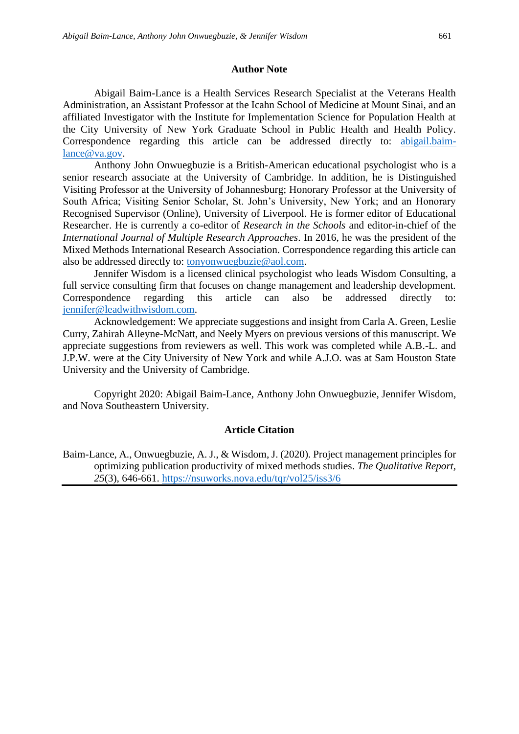## Author Note

Abigail Baim-Lance is a Health Services Research Specialist at the Veterans Health Administration, an Assistant Professor at the Icahn School of Medicine at Mount Sinai, and an affiliated Investigator with the Institute for Implementation Science for Population Health at the City University of New York Graduate School in Public Health and Health Policy. Correspondence regarding this article can be addressed directly to: abigail.baim-lance@va.gov.

Anthony John Onwuegbuzie is a British-American educational psychologist who is a senior research associate at the University of Cambridge. In addition, he is Distinguished Visiting Professor at the University of Johannesburg; Honorary Professor at the University of South Africa; Visiting Senior Scholar, St. John's University, New York; and an Honorary Recognised Supervisor (Online), University of Liverpool. He is former editor of Educational Researcher. He is currently a co-editor of *Research in the Schools* and editor-in-chief of the *International Journal of Multiple Research Approaches*. In 2016, he was the president of the Mixed Methods International Research Association. Correspondence regarding this article can also be addressed directly to: tonyonwuegbuzie@aol.com.

Jennifer Wisdom is a licensed clinical psychologist who leads Wisdom Consulting, a full service consulting firm that focuses on change management and leadership development. Correspondence regarding this article can also be addressed directly to: jennifer@leadwithwisdom.com.

Acknowledgement: We appreciate suggestions and insight from Carla A. Green, Leslie Curry, Zahirah Alleyne-McNatt, and Neely Myers on previous versions of this manuscript. We appreciate suggestions from reviewers as well. This work was completed while A.B.-L. and J.P.W. were at the City University of New York and while A.J.O. was at Sam Houston State University and the University of Cambridge.

Copyright 2020: Abigail Baim-Lance, Anthony John Onwuegbuzie, Jennifer Wisdom, and Nova Southeastern University.

## Article Citation

Baim-Lance, A., Onwuegbuzie, A. J., & Wisdom, J. (2020). Project management principles for optimizing publication productivity of mixed methods studies. *The Qualitative Report, 25*(3), 646-661. https://nsuworks.nova.edu/tqr/vol25/iss3/6